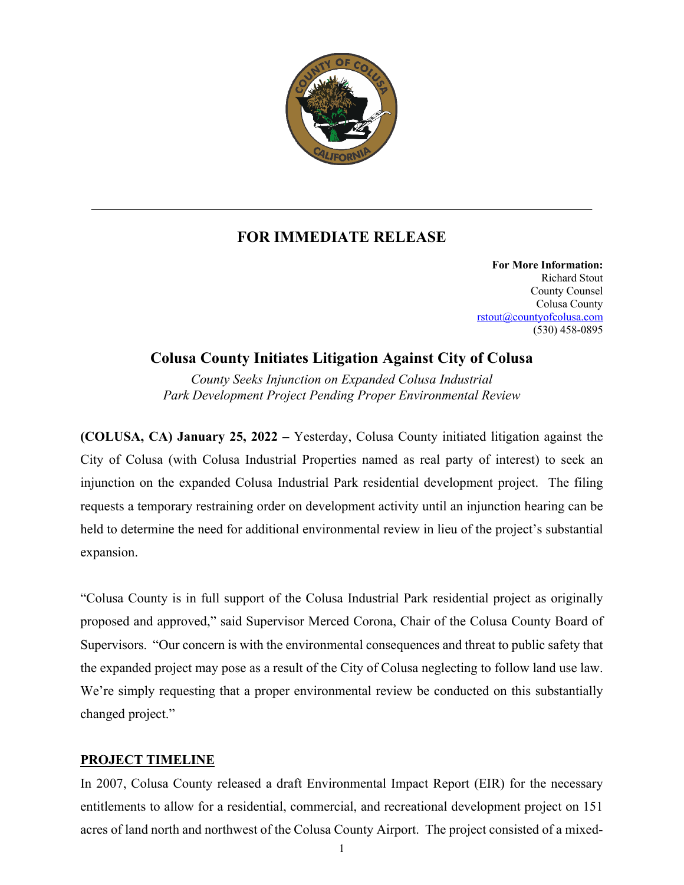## FOR IMMEDIATE RELEASE

**For More Information:**
Richard Stout
County Counsel
Colusa County
rstout@countyofcolusa.com
(530) 458-0895

# Colusa County Initiates Litigation Against City of Colusa

*County Seeks Injunction on Expanded Colusa Industrial Park Development Project Pending Proper Environmental Review*

**(COLUSA, CA) January 25, 2022 –** Yesterday, Colusa County initiated litigation against the City of Colusa (with Colusa Industrial Properties named as real party of interest) to seek an injunction on the expanded Colusa Industrial Park residential development project. The filing requests a temporary restraining order on development activity until an injunction hearing can be held to determine the need for additional environmental review in lieu of the project's substantial expansion.

"Colusa County is in full support of the Colusa Industrial Park residential project as originally proposed and approved," said Supervisor Merced Corona, Chair of the Colusa County Board of Supervisors. "Our concern is with the environmental consequences and threat to public safety that the expanded project may pose as a result of the City of Colusa neglecting to follow land use law. We're simply requesting that a proper environmental review be conducted on this substantially changed project."

## PROJECT TIMELINE

In 2007, Colusa County released a draft Environmental Impact Report (EIR) for the necessary entitlements to allow for a residential, commercial, and recreational development project on 151 acres of land north and northwest of the Colusa County Airport. The project consisted of a mixed-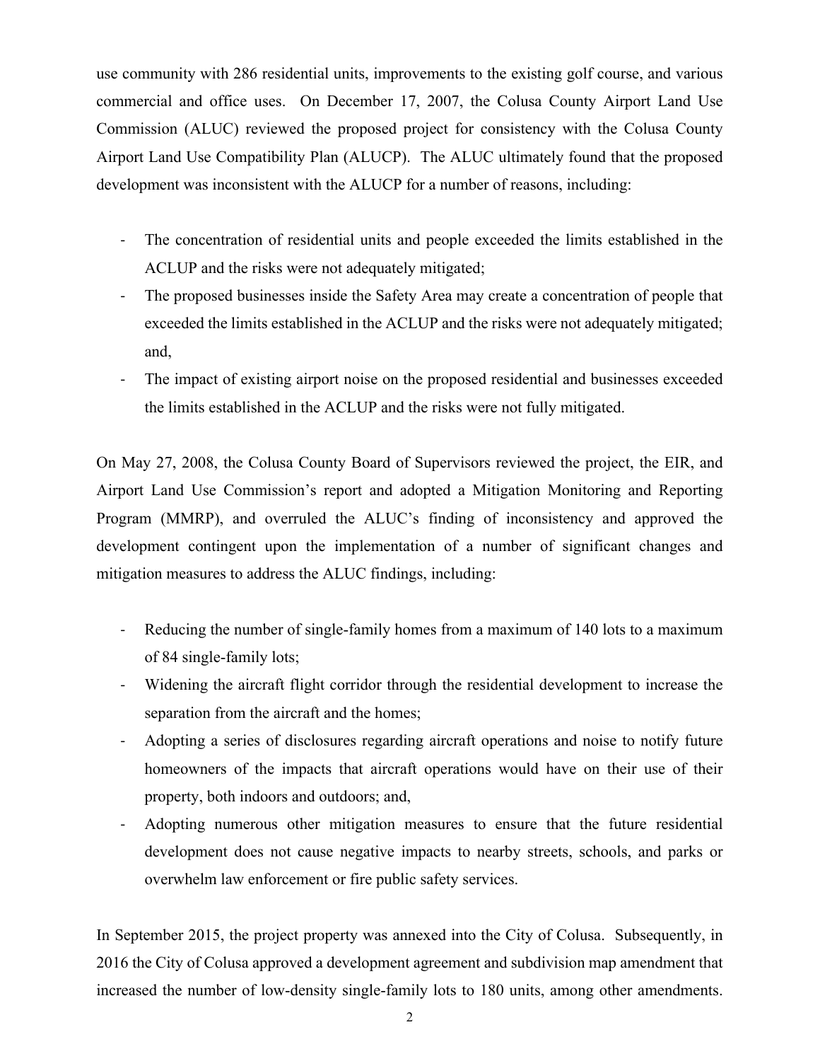use community with 286 residential units, improvements to the existing golf course, and various commercial and office uses. On December 17, 2007, the Colusa County Airport Land Use Commission (ALUC) reviewed the proposed project for consistency with the Colusa County Airport Land Use Compatibility Plan (ALUCP). The ALUC ultimately found that the proposed development was inconsistent with the ALUCP for a number of reasons, including:

- The concentration of residential units and people exceeded the limits established in the ACLUP and the risks were not adequately mitigated;
- The proposed businesses inside the Safety Area may create a concentration of people that exceeded the limits established in the ACLUP and the risks were not adequately mitigated; and,
- The impact of existing airport noise on the proposed residential and businesses exceeded the limits established in the ACLUP and the risks were not fully mitigated.

On May 27, 2008, the Colusa County Board of Supervisors reviewed the project, the EIR, and Airport Land Use Commission's report and adopted a Mitigation Monitoring and Reporting Program (MMRP), and overruled the ALUC's finding of inconsistency and approved the development contingent upon the implementation of a number of significant changes and mitigation measures to address the ALUC findings, including:

- Reducing the number of single-family homes from a maximum of 140 lots to a maximum of 84 single-family lots;
- Widening the aircraft flight corridor through the residential development to increase the separation from the aircraft and the homes;
- Adopting a series of disclosures regarding aircraft operations and noise to notify future homeowners of the impacts that aircraft operations would have on their use of their property, both indoors and outdoors; and,
- Adopting numerous other mitigation measures to ensure that the future residential development does not cause negative impacts to nearby streets, schools, and parks or overwhelm law enforcement or fire public safety services.

In September 2015, the project property was annexed into the City of Colusa. Subsequently, in 2016 the City of Colusa approved a development agreement and subdivision map amendment that increased the number of low-density single-family lots to 180 units, among other amendments.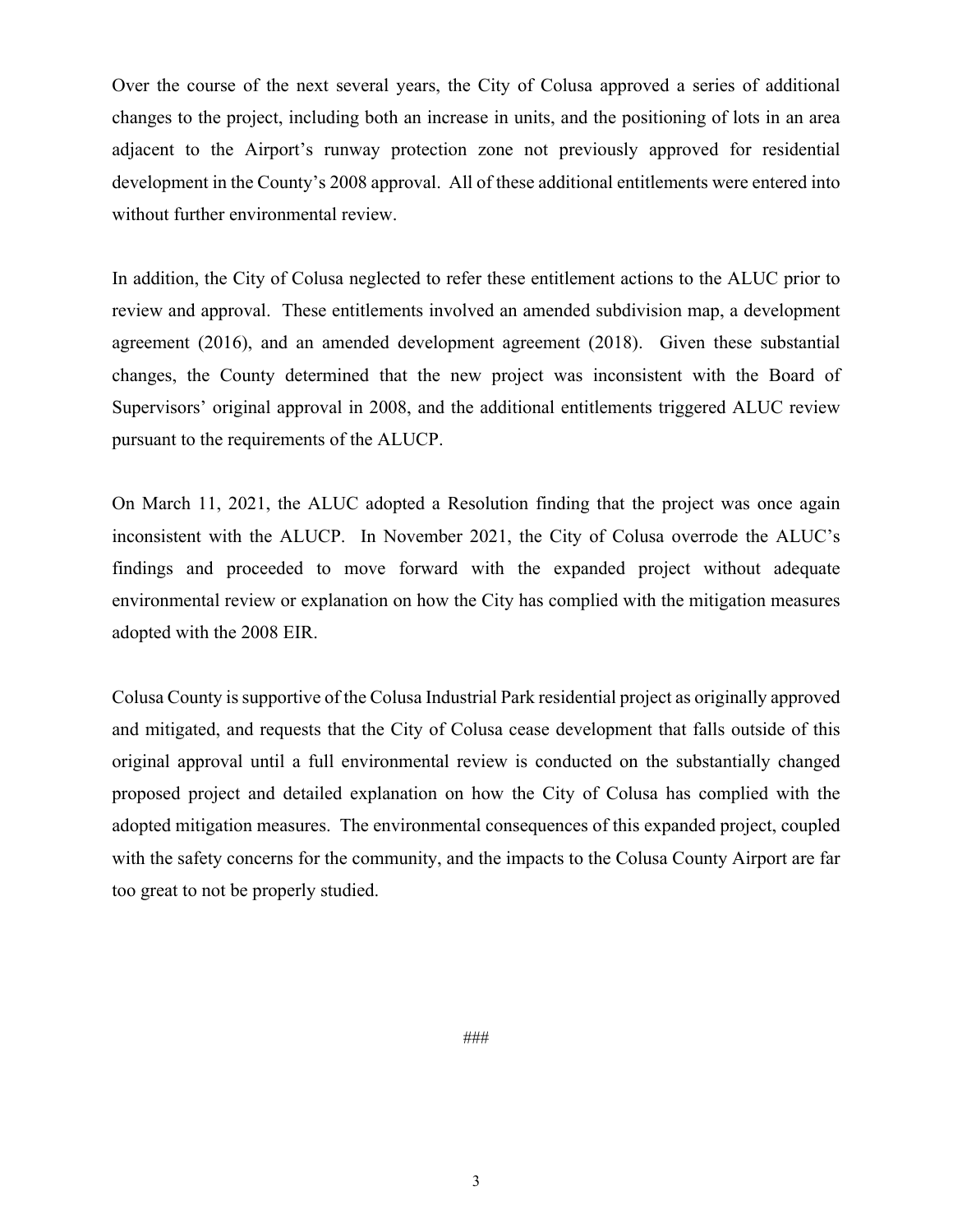Over the course of the next several years, the City of Colusa approved a series of additional changes to the project, including both an increase in units, and the positioning of lots in an area adjacent to the Airport's runway protection zone not previously approved for residential development in the County's 2008 approval. All of these additional entitlements were entered into without further environmental review.

In addition, the City of Colusa neglected to refer these entitlement actions to the ALUC prior to review and approval. These entitlements involved an amended subdivision map, a development agreement (2016), and an amended development agreement (2018). Given these substantial changes, the County determined that the new project was inconsistent with the Board of Supervisors' original approval in 2008, and the additional entitlements triggered ALUC review pursuant to the requirements of the ALUCP.

On March 11, 2021, the ALUC adopted a Resolution finding that the project was once again inconsistent with the ALUCP. In November 2021, the City of Colusa overrode the ALUC's findings and proceeded to move forward with the expanded project without adequate environmental review or explanation on how the City has complied with the mitigation measures adopted with the 2008 EIR.

Colusa County is supportive of the Colusa Industrial Park residential project as originally approved and mitigated, and requests that the City of Colusa cease development that falls outside of this original approval until a full environmental review is conducted on the substantially changed proposed project and detailed explanation on how the City of Colusa has complied with the adopted mitigation measures. The environmental consequences of this expanded project, coupled with the safety concerns for the community, and the impacts to the Colusa County Airport are far too great to not be properly studied.

###